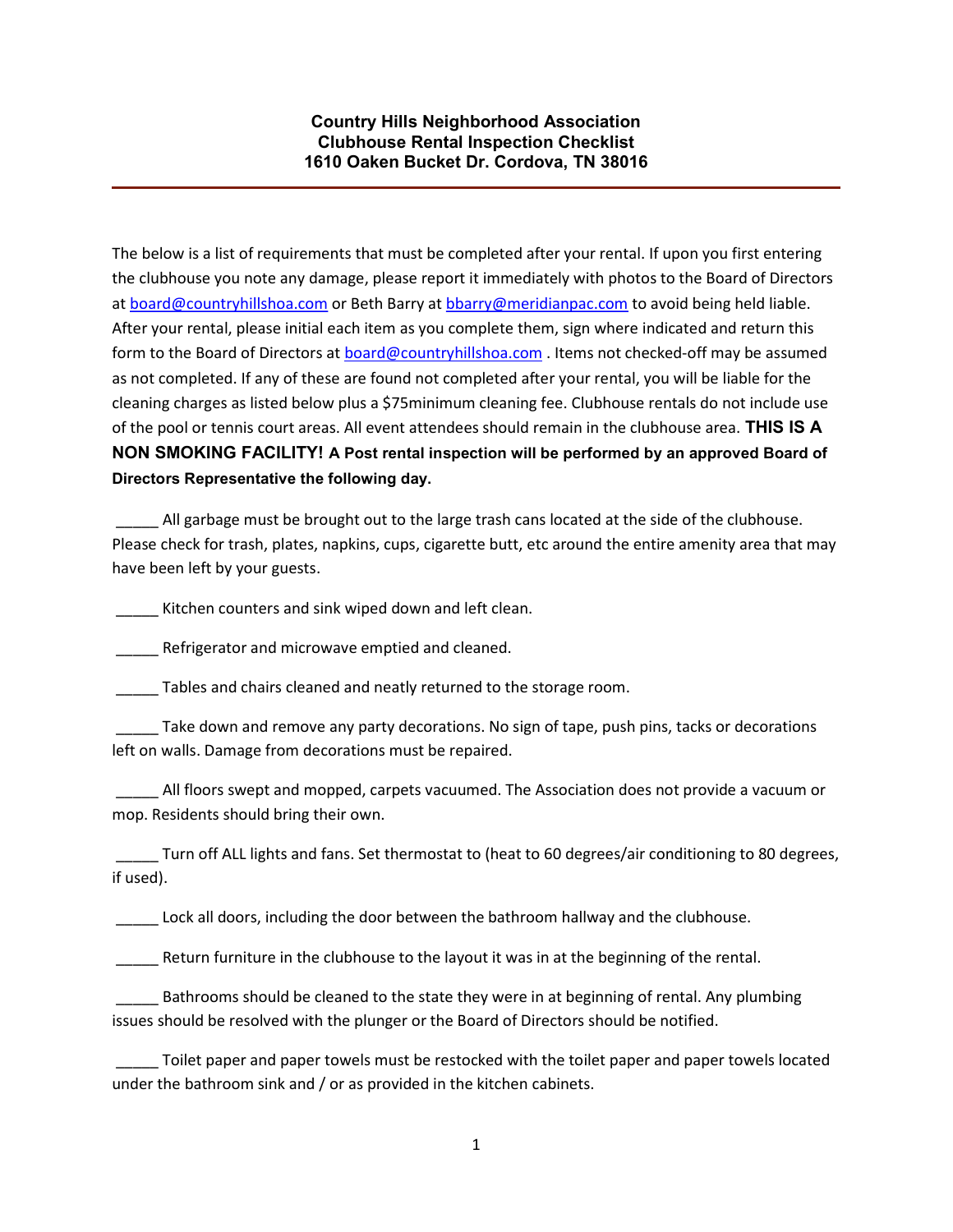**Country Hills Neighborhood Association**
**Clubhouse Rental Inspection Checklist**
**1610 Oaken Bucket Dr. Cordova, TN 38016**

---

The below is a list of requirements that must be completed after your rental. If upon you first entering the clubhouse you note any damage, please report it immediately with photos to the Board of Directors at board@countryhillshoa.com or Beth Barry at bbarry@meridianpac.com to avoid being held liable. After your rental, please initial each item as you complete them, sign where indicated and return this form to the Board of Directors at board@countryhillshoa.com . Items not checked-off may be assumed as not completed. If any of these are found not completed after your rental, you will be liable for the cleaning charges as listed below plus a $75minimum cleaning fee. Clubhouse rentals do not include use of the pool or tennis court areas. All event attendees should remain in the clubhouse area. **THIS IS A NON SMOKING FACILITY! A Post rental inspection will be performed by an approved Board of Directors Representative the following day.**

_____ All garbage must be brought out to the large trash cans located at the side of the clubhouse. Please check for trash, plates, napkins, cups, cigarette butt, etc around the entire amenity area that may have been left by your guests.

_____ Kitchen counters and sink wiped down and left clean.

_____ Refrigerator and microwave emptied and cleaned.

_____ Tables and chairs cleaned and neatly returned to the storage room.

_____ Take down and remove any party decorations. No sign of tape, push pins, tacks or decorations left on walls. Damage from decorations must be repaired.

_____ All floors swept and mopped, carpets vacuumed. The Association does not provide a vacuum or mop. Residents should bring their own.

_____ Turn off ALL lights and fans. Set thermostat to (heat to 60 degrees/air conditioning to 80 degrees, if used).

_____ Lock all doors, including the door between the bathroom hallway and the clubhouse.

_____ Return furniture in the clubhouse to the layout it was in at the beginning of the rental.

_____ Bathrooms should be cleaned to the state they were in at beginning of rental. Any plumbing issues should be resolved with the plunger or the Board of Directors should be notified.

_____ Toilet paper and paper towels must be restocked with the toilet paper and paper towels located under the bathroom sink and / or as provided in the kitchen cabinets.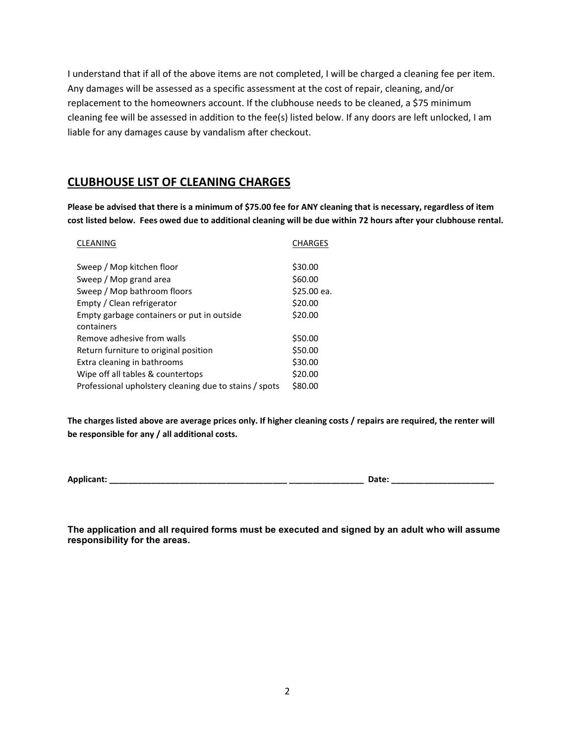I understand that if all of the above items are not completed, I will be charged a cleaning fee per item. Any damages will be assessed as a specific assessment at the cost of repair, cleaning, and/or replacement to the homeowners account. If the clubhouse needs to be cleaned, a $75 minimum cleaning fee will be assessed in addition to the fee(s) listed below. If any doors are left unlocked, I am liable for any damages cause by vandalism after checkout.

## CLUBHOUSE LIST OF CLEANING CHARGES

**Please be advised that there is a minimum of $75.00 fee for ANY cleaning that is necessary, regardless of item cost listed below. Fees owed due to additional cleaning will be due within 72 hours after your clubhouse rental.**

| CLEANING | CHARGES |
|---|---|
| Sweep / Mop kitchen floor | $30.00 |
| Sweep / Mop grand area | $60.00 |
| Sweep / Mop bathroom floors | $25.00 ea. |
| Empty / Clean refrigerator | $20.00 |
| Empty garbage containers or put in outside containers | $20.00 |
| Remove adhesive from walls | $50.00 |
| Return furniture to original position | $50.00 |
| Extra cleaning in bathrooms | $30.00 |
| Wipe off all tables & countertops | $20.00 |
| Professional upholstery cleaning due to stains / spots | $80.00 |

**The charges listed above are average prices only. If higher cleaning costs / repairs are required, the renter will be responsible for any / all additional costs.**

**Applicant: _____________________________________ _______________ Date: _____________________**

**The application and all required forms must be executed and signed by an adult who will assume responsibility for the areas.**